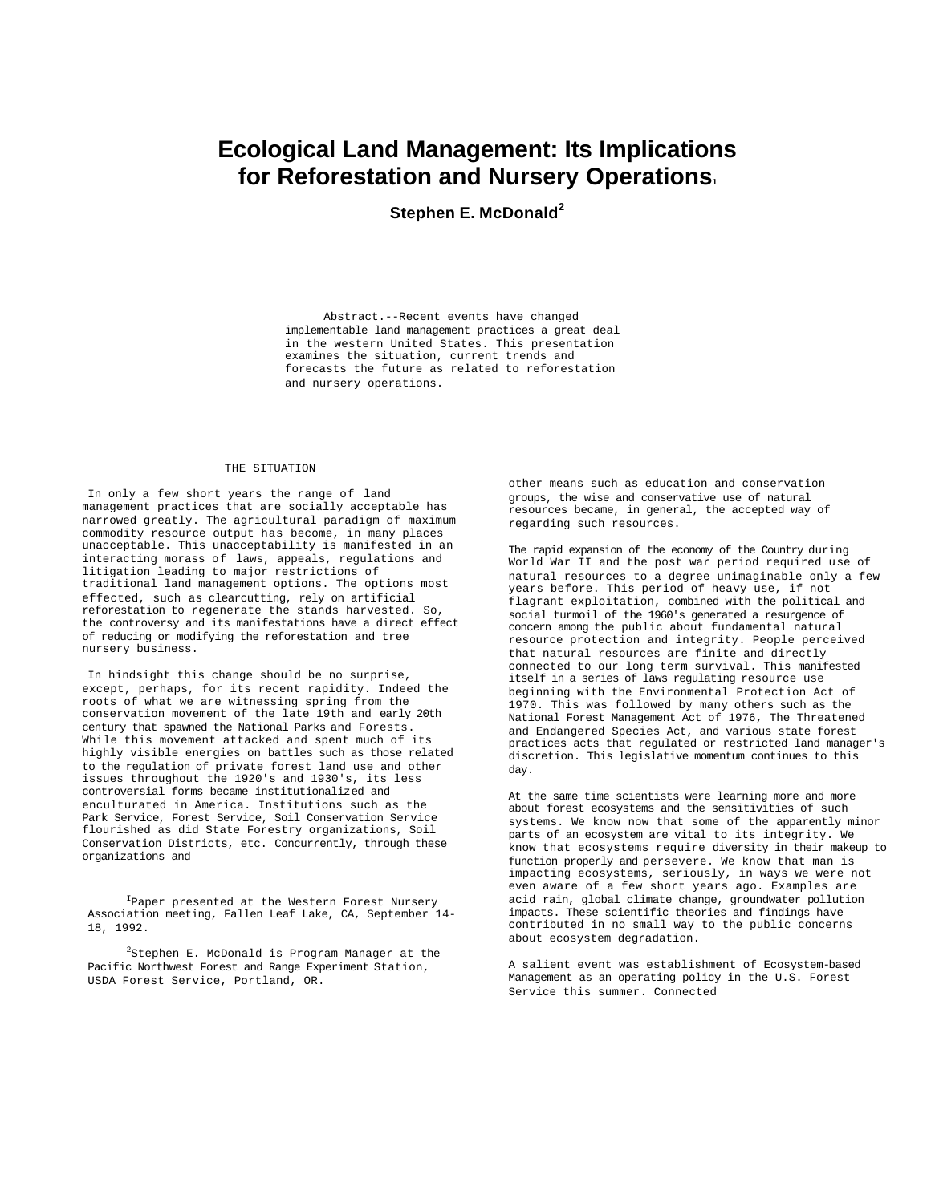# Ecological Land Management: Its Implications for Reforestation and Nursery Operations[1]

**Stephen E. McDonald[2]**

Abstract.--Recent events have changed implementable land management practices a great deal in the western United States. This presentation examines the situation, current trends and forecasts the future as related to reforestation and nursery operations.

## THE SITUATION

In only a few short years the range of land management practices that are socially acceptable has narrowed greatly. The agricultural paradigm of maximum commodity resource output has become, in many places unacceptable. This unacceptability is manifested in an interacting morass of laws, appeals, regulations and litigation leading to major restrictions of traditional land management options. The options most effected, such as clearcutting, rely on artificial reforestation to regenerate the stands harvested. So, the controversy and its manifestations have a direct effect of reducing or modifying the reforestation and tree nursery business.

In hindsight this change should be no surprise, except, perhaps, for its recent rapidity. Indeed the roots of what we are witnessing spring from the conservation movement of the late 19th and early 20th century that spawned the National Parks and Forests. While this movement attacked and spent much of its highly visible energies on battles such as those related to the regulation of private forest land use and other issues throughout the 1920's and 1930's, its less controversial forms became institutionalized and enculturated in America. Institutions such as the Park Service, Forest Service, Soil Conservation Service flourished as did State Forestry organizations, Soil Conservation Districts, etc. Concurrently, through these organizations and other means such as education and conservation groups, the wise and conservative use of natural resources became, in general, the accepted way of regarding such resources.

The rapid expansion of the economy of the Country during World War II and the post war period required use of natural resources to a degree unimaginable only a few years before. This period of heavy use, if not flagrant exploitation, combined with the political and social turmoil of the 1960's generated a resurgence of concern among the public about fundamental natural resource protection and integrity. People perceived that natural resources are finite and directly connected to our long term survival. This manifested itself in a series of laws regulating resource use beginning with the Environmental Protection Act of 1970. This was followed by many others such as the National Forest Management Act of 1976, The Threatened and Endangered Species Act, and various state forest practices acts that regulated or restricted land manager's discretion. This legislative momentum continues to this day.

At the same time scientists were learning more and more about forest ecosystems and the sensitivities of such systems. We know now that some of the apparently minor parts of an ecosystem are vital to its integrity. We know that ecosystems require diversity in their makeup to function properly and persevere. We know that man is impacting ecosystems, seriously, in ways we were not even aware of a few short years ago. Examples are acid rain, global climate change, groundwater pollution impacts. These scientific theories and findings have contributed in no small way to the public concerns about ecosystem degradation.

A salient event was establishment of Ecosystem-based Management as an operating policy in the U.S. Forest Service this summer. Connected

[1]Paper presented at the Western Forest Nursery Association meeting, Fallen Leaf Lake, CA, September 14-18, 1992.

[2]Stephen E. McDonald is Program Manager at the Pacific Northwest Forest and Range Experiment Station, USDA Forest Service, Portland, OR.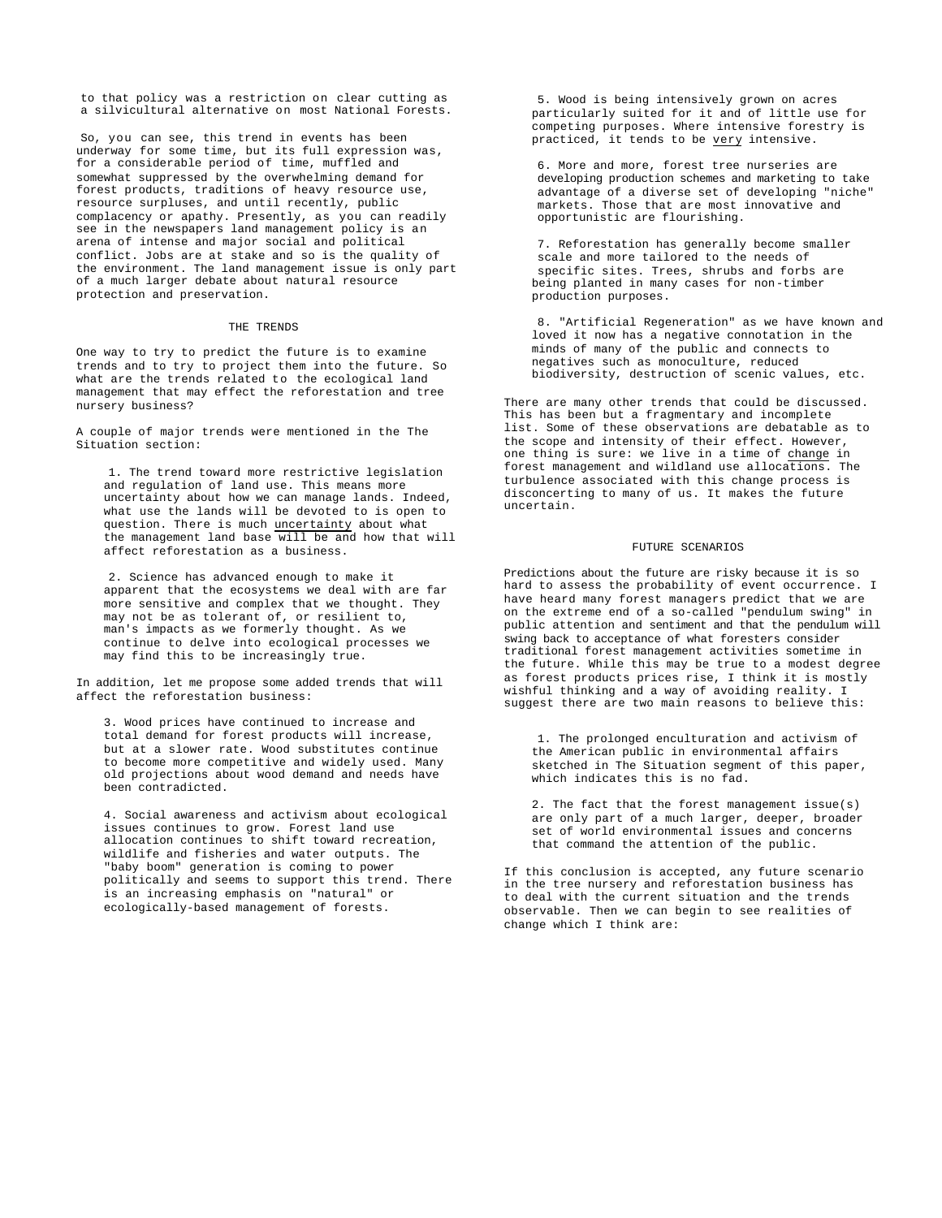to that policy was a restriction on clear cutting as a silvicultural alternative on most National Forests.

So, you can see, this trend in events has been underway for some time, but its full expression was, for a considerable period of time, muffled and somewhat suppressed by the overwhelming demand for forest products, traditions of heavy resource use, resource surpluses, and until recently, public complacency or apathy. Presently, as you can readily see in the newspapers land management policy is an arena of intense and major social and political conflict. Jobs are at stake and so is the quality of the environment. The land management issue is only part of a much larger debate about natural resource protection and preservation.

## THE TRENDS

One way to try to predict the future is to examine trends and to try to project them into the future. So what are the trends related to the ecological land management that may effect the reforestation and tree nursery business?

A couple of major trends were mentioned in the The Situation section:

1. The trend toward more restrictive legislation and regulation of land use. This means more uncertainty about how we can manage lands. Indeed, what use the lands will be devoted to is open to question. There is much uncertainty about what the management land base will be and how that will affect reforestation as a business.

2. Science has advanced enough to make it apparent that the ecosystems we deal with are far more sensitive and complex that we thought. They may not be as tolerant of, or resilient to, man's impacts as we formerly thought. As we continue to delve into ecological processes we may find this to be increasingly true.

In addition, let me propose some added trends that will affect the reforestation business:

3. Wood prices have continued to increase and total demand for forest products will increase, but at a slower rate. Wood substitutes continue to become more competitive and widely used. Many old projections about wood demand and needs have been contradicted.

4. Social awareness and activism about ecological issues continues to grow. Forest land use allocation continues to shift toward recreation, wildlife and fisheries and water outputs. The "baby boom" generation is coming to power politically and seems to support this trend. There is an increasing emphasis on "natural" or ecologically-based management of forests.

5. Wood is being intensively grown on acres particularly suited for it and of little use for competing purposes. Where intensive forestry is practiced, it tends to be very intensive.

6. More and more, forest tree nurseries are developing production schemes and marketing to take advantage of a diverse set of developing "niche" markets. Those that are most innovative and opportunistic are flourishing.

7. Reforestation has generally become smaller scale and more tailored to the needs of specific sites. Trees, shrubs and forbs are being planted in many cases for non-timber production purposes.

8. "Artificial Regeneration" as we have known and loved it now has a negative connotation in the minds of many of the public and connects to negatives such as monoculture, reduced biodiversity, destruction of scenic values, etc.

There are many other trends that could be discussed. This has been but a fragmentary and incomplete list. Some of these observations are debatable as to the scope and intensity of their effect. However, one thing is sure: we live in a time of change in forest management and wildland use allocations. The turbulence associated with this change process is disconcerting to many of us. It makes the future uncertain.

## FUTURE SCENARIOS

Predictions about the future are risky because it is so hard to assess the probability of event occurrence. I have heard many forest managers predict that we are on the extreme end of a so-called "pendulum swing" in public attention and sentiment and that the pendulum will swing back to acceptance of what foresters consider traditional forest management activities sometime in the future. While this may be true to a modest degree as forest products prices rise, I think it is mostly wishful thinking and a way of avoiding reality. I suggest there are two main reasons to believe this:

1. The prolonged enculturation and activism of the American public in environmental affairs sketched in The Situation segment of this paper, which indicates this is no fad.

2. The fact that the forest management issue(s) are only part of a much larger, deeper, broader set of world environmental issues and concerns that command the attention of the public.

If this conclusion is accepted, any future scenario in the tree nursery and reforestation business has to deal with the current situation and the trends observable. Then we can begin to see realities of change which I think are: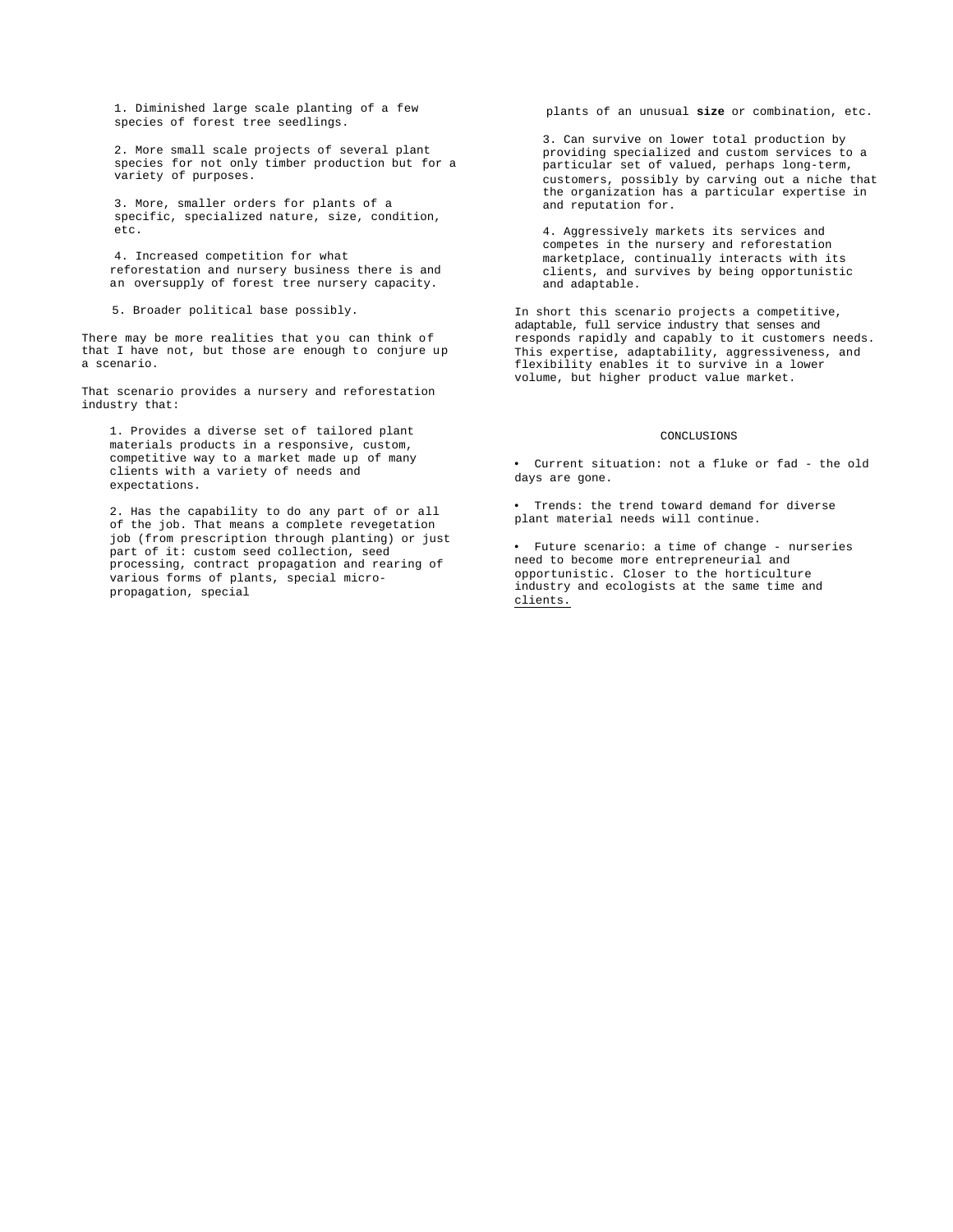1. Diminished large scale planting of a few species of forest tree seedlings.

2. More small scale projects of several plant species for not only timber production but for a variety of purposes.

3. More, smaller orders for plants of a specific, specialized nature, size, condition, etc.

4. Increased competition for what reforestation and nursery business there is and an oversupply of forest tree nursery capacity.

5. Broader political base possibly.

There may be more realities that you can think of that I have not, but those are enough to conjure up a scenario.

That scenario provides a nursery and reforestation industry that:

1. Provides a diverse set of tailored plant materials products in a responsive, custom, competitive way to a market made up of many clients with a variety of needs and expectations.

2. Has the capability to do any part of or all of the job. That means a complete revegetation job (from prescription through planting) or just part of it: custom seed collection, seed processing, contract propagation and rearing of various forms of plants, special micro-propagation, special plants of an unusual **size** or combination, etc.

3. Can survive on lower total production by providing specialized and custom services to a particular set of valued, perhaps long-term, customers, possibly by carving out a niche that the organization has a particular expertise in and reputation for.

4. Aggressively markets its services and competes in the nursery and reforestation marketplace, continually interacts with its clients, and survives by being opportunistic and adaptable.

In short this scenario projects a competitive, adaptable, full service industry that senses and responds rapidly and capably to it customers needs. This expertise, adaptability, aggressiveness, and flexibility enables it to survive in a lower volume, but higher product value market.

## CONCLUSIONS

- Current situation: not a fluke or fad - the old days are gone.

- Trends: the trend toward demand for diverse plant material needs will continue.

- Future scenario: a time of change - nurseries need to become more entrepreneurial and opportunistic. Closer to the horticulture industry and ecologists at the same time and clients.